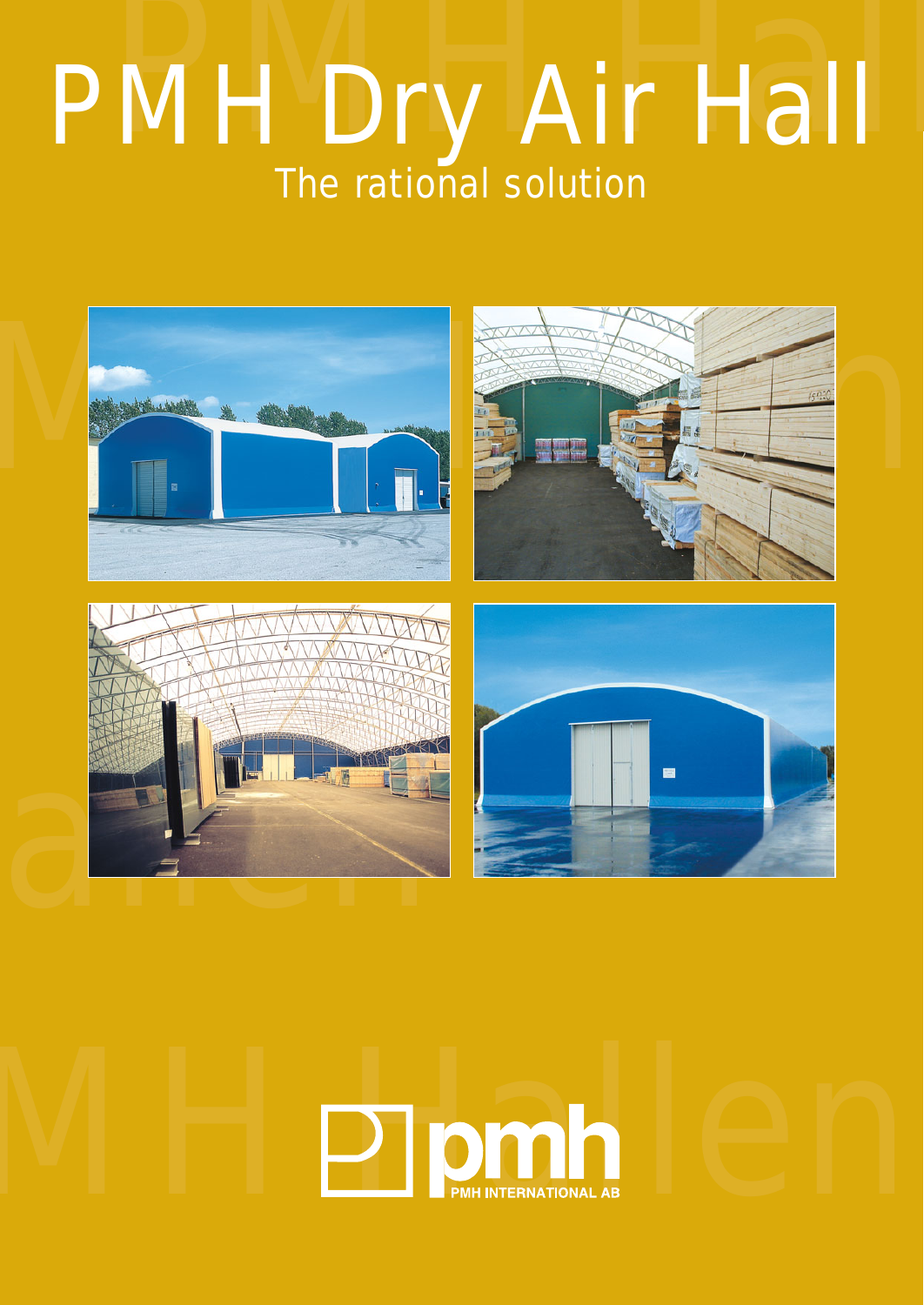# PMH Dry Air Hall

## The rational solution

PMH INTERNATIONAL AB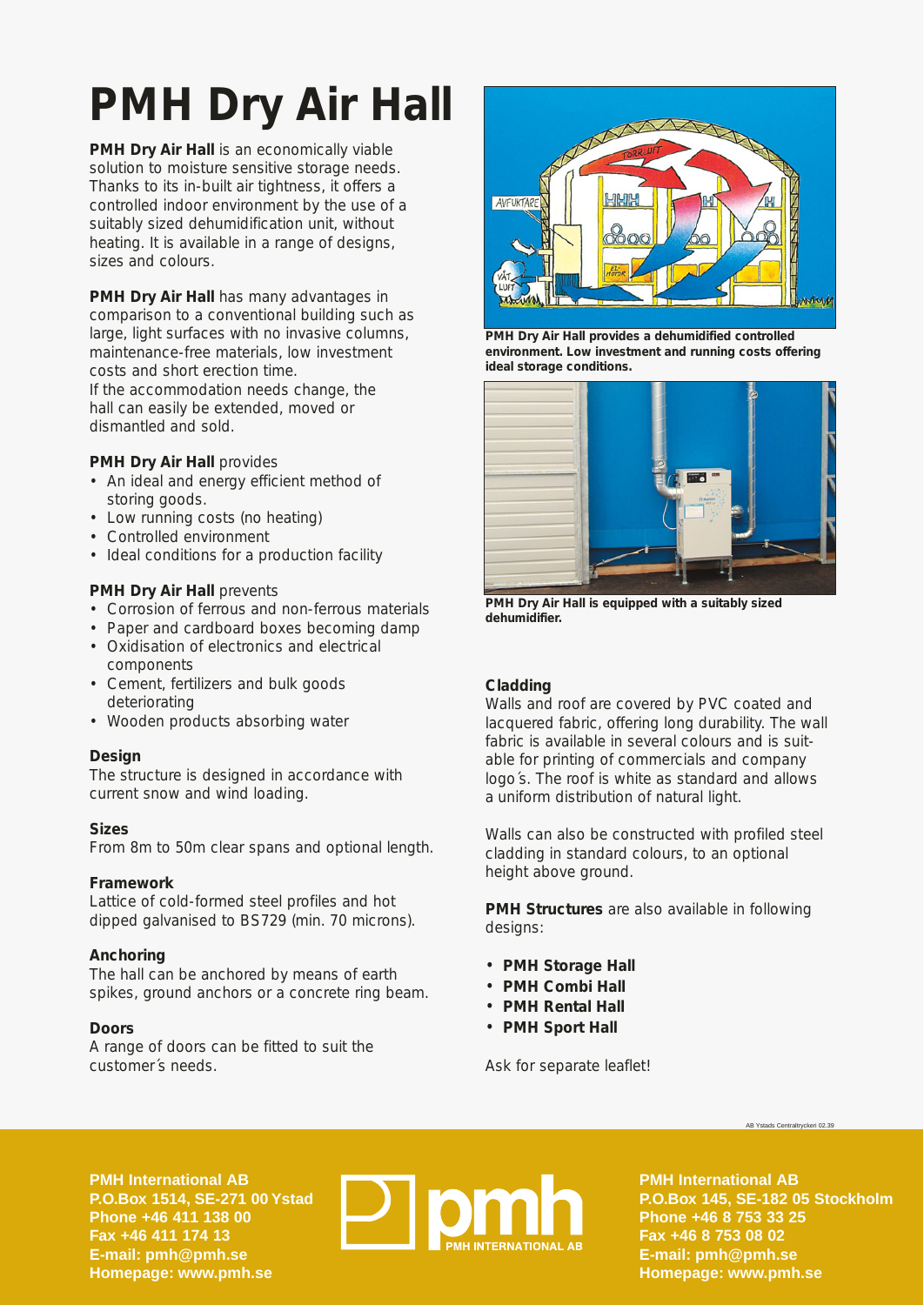# PMH Dry Air Hall

**PMH Dry Air Hall** is an economically viable solution to moisture sensitive storage needs. Thanks to its in-built air tightness, it offers a controlled indoor environment by the use of a suitably sized dehumidification unit, without heating. It is available in a range of designs, sizes and colours.

**PMH Dry Air Hall** has many advantages in comparison to a conventional building such as large, light surfaces with no invasive columns, maintenance-free materials, low investment costs and short erection time.
If the accommodation needs change, the hall can easily be extended, moved or dismantled and sold.

**PMH Dry Air Hall** provides

- An ideal and energy efficient method of storing goods.
- Low running costs (no heating)
- Controlled environment
- Ideal conditions for a production facility

**PMH Dry Air Hall** prevents

- Corrosion of ferrous and non-ferrous materials
- Paper and cardboard boxes becoming damp
- Oxidisation of electronics and electrical components
- Cement, fertilizers and bulk goods deteriorating
- Wooden products absorbing water

### Design
The structure is designed in accordance with current snow and wind loading.

### Sizes
From 8m to 50m clear spans and optional length.

### Framework
Lattice of cold-formed steel profiles and hot dipped galvanised to BS729 (min. 70 microns).

### Anchoring
The hall can be anchored by means of earth spikes, ground anchors or a concrete ring beam.

### Doors
A range of doors can be fitted to suit the customer´s needs.

**PMH Dry Air Hall provides a dehumidified controlled environment. Low investment and running costs offering ideal storage conditions.**

**PMH Dry Air Hall is equipped with a suitably sized dehumidifier.**

### Cladding
Walls and roof are covered by PVC coated and lacquered fabric, offering long durability. The wall fabric is available in several colours and is suitable for printing of commercials and company logo´s. The roof is white as standard and allows a uniform distribution of natural light.

Walls can also be constructed with profiled steel cladding in standard colours, to an optional height above ground.

**PMH Structures** are also available in following designs:

- **PMH Storage Hall**
- **PMH Combi Hall**
- **PMH Rental Hall**
- **PMH Sport Hall**

Ask for separate leaflet!

AB Ystads Centraltryckeri 02.39

**PMH International AB**
**P.O.Box 1514, SE-271 00 Ystad**
**Phone +46 411 138 00**
**Fax +46 411 174 13**
**E-mail: pmh@pmh.se**
**Homepage: www.pmh.se**

pmh PMH INTERNATIONAL AB

**PMH International AB**
**P.O.Box 145, SE-182 05 Stockholm**
**Phone +46 8 753 33 25**
**Fax +46 8 753 08 02**
**E-mail: pmh@pmh.se**
**Homepage: www.pmh.se**